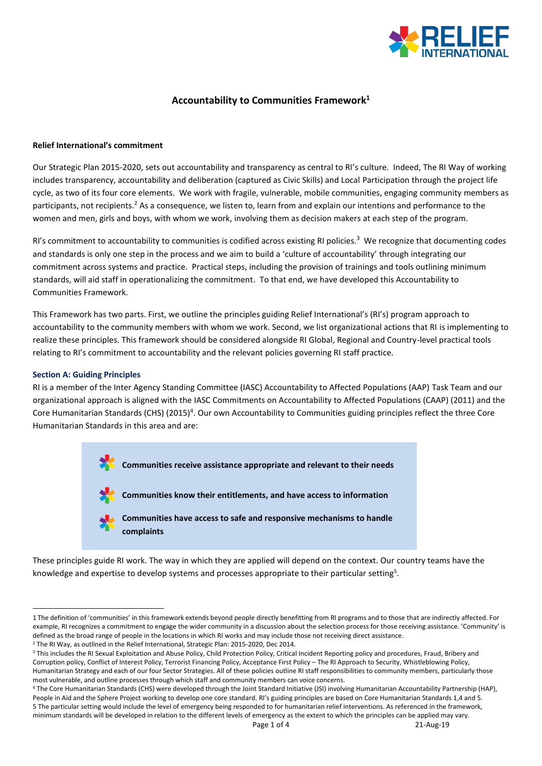# Accountability to Communities Framework[1]

**Relief International's commitment**

Our Strategic Plan 2015-2020, sets out accountability and transparency as central to RI's culture. Indeed, The RI Way of working includes transparency, accountability and deliberation (captured as Civic Skills) and Local Participation through the project life cycle, as two of its four core elements. We work with fragile, vulnerable, mobile communities, engaging community members as participants, not recipients.[2] As a consequence, we listen to, learn from and explain our intentions and performance to the women and men, girls and boys, with whom we work, involving them as decision makers at each step of the program.

RI's commitment to accountability to communities is codified across existing RI policies.[3] We recognize that documenting codes and standards is only one step in the process and we aim to build a 'culture of accountability' through integrating our commitment across systems and practice. Practical steps, including the provision of trainings and tools outlining minimum standards, will aid staff in operationalizing the commitment. To that end, we have developed this Accountability to Communities Framework.

This Framework has two parts. First, we outline the principles guiding Relief International's (RI's) program approach to accountability to the community members with whom we work. Second, we list organizational actions that RI is implementing to realize these principles. This framework should be considered alongside RI Global, Regional and Country-level practical tools relating to RI's commitment to accountability and the relevant policies governing RI staff practice.

## Section A: Guiding Principles

RI is a member of the Inter Agency Standing Committee (IASC) Accountability to Affected Populations (AAP) Task Team and our organizational approach is aligned with the IASC Commitments on Accountability to Affected Populations (CAAP) (2011) and the Core Humanitarian Standards (CHS) (2015)[4]. Our own Accountability to Communities guiding principles reflect the three Core Humanitarian Standards in this area and are:

- **Communities receive assistance appropriate and relevant to their needs**
- **Communities know their entitlements, and have access to information**
- **Communities have access to safe and responsive mechanisms to handle complaints**

These principles guide RI work. The way in which they are applied will depend on the context. Our country teams have the knowledge and expertise to develop systems and processes appropriate to their particular setting[5].

---

1 The definition of 'communities' in this framework extends beyond people directly benefitting from RI programs and to those that are indirectly affected. For example, RI recognizes a commitment to engage the wider community in a discussion about the selection process for those receiving assistance. 'Community' is defined as the broad range of people in the locations in which RI works and may include those not receiving direct assistance.

2 The RI Way, as outlined in the Relief International, Strategic Plan: 2015-2020, Dec 2014.

3 This includes the RI Sexual Exploitation and Abuse Policy, Child Protection Policy, Critical Incident Reporting policy and procedures, Fraud, Bribery and Corruption policy, Conflict of Interest Policy, Terrorist Financing Policy, Acceptance First Policy – The RI Approach to Security, Whistleblowing Policy, Humanitarian Strategy and each of our four Sector Strategies. All of these policies outline RI staff responsibilities to community members, particularly those most vulnerable, and outline processes through which staff and community members can voice concerns.

4 The Core Humanitarian Standards (CHS) were developed through the Joint Standard Initiative (JSI) involving Humanitarian Accountability Partnership (HAP), People in Aid and the Sphere Project working to develop one core standard. RI's guiding principles are based on Core Humanitarian Standards 1,4 and 5.

5 The particular setting would include the level of emergency being responded to for humanitarian relief interventions. As referenced in the framework, minimum standards will be developed in relation to the different levels of emergency as the extent to which the principles can be applied may vary.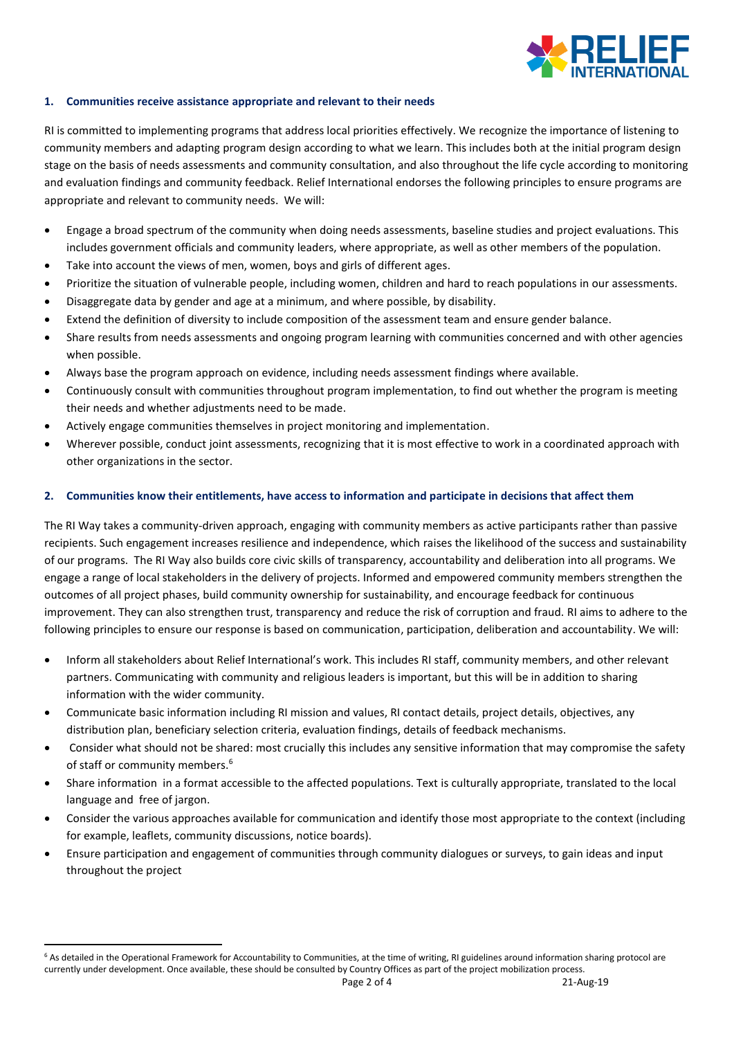### 1. Communities receive assistance appropriate and relevant to their needs

RI is committed to implementing programs that address local priorities effectively. We recognize the importance of listening to community members and adapting program design according to what we learn. This includes both at the initial program design stage on the basis of needs assessments and community consultation, and also throughout the life cycle according to monitoring and evaluation findings and community feedback. Relief International endorses the following principles to ensure programs are appropriate and relevant to community needs. We will:

- Engage a broad spectrum of the community when doing needs assessments, baseline studies and project evaluations. This includes government officials and community leaders, where appropriate, as well as other members of the population.
- Take into account the views of men, women, boys and girls of different ages.
- Prioritize the situation of vulnerable people, including women, children and hard to reach populations in our assessments.
- Disaggregate data by gender and age at a minimum, and where possible, by disability.
- Extend the definition of diversity to include composition of the assessment team and ensure gender balance.
- Share results from needs assessments and ongoing program learning with communities concerned and with other agencies when possible.
- Always base the program approach on evidence, including needs assessment findings where available.
- Continuously consult with communities throughout program implementation, to find out whether the program is meeting their needs and whether adjustments need to be made.
- Actively engage communities themselves in project monitoring and implementation.
- Wherever possible, conduct joint assessments, recognizing that it is most effective to work in a coordinated approach with other organizations in the sector.

### 2. Communities know their entitlements, have access to information and participate in decisions that affect them

The RI Way takes a community-driven approach, engaging with community members as active participants rather than passive recipients. Such engagement increases resilience and independence, which raises the likelihood of the success and sustainability of our programs. The RI Way also builds core civic skills of transparency, accountability and deliberation into all programs. We engage a range of local stakeholders in the delivery of projects. Informed and empowered community members strengthen the outcomes of all project phases, build community ownership for sustainability, and encourage feedback for continuous improvement. They can also strengthen trust, transparency and reduce the risk of corruption and fraud. RI aims to adhere to the following principles to ensure our response is based on communication, participation, deliberation and accountability. We will:

- Inform all stakeholders about Relief International's work. This includes RI staff, community members, and other relevant partners. Communicating with community and religious leaders is important, but this will be in addition to sharing information with the wider community.
- Communicate basic information including RI mission and values, RI contact details, project details, objectives, any distribution plan, beneficiary selection criteria, evaluation findings, details of feedback mechanisms.
- Consider what should not be shared: most crucially this includes any sensitive information that may compromise the safety of staff or community members.[6]
- Share information in a format accessible to the affected populations. Text is culturally appropriate, translated to the local language and free of jargon.
- Consider the various approaches available for communication and identify those most appropriate to the context (including for example, leaflets, community discussions, notice boards).
- Ensure participation and engagement of communities through community dialogues or surveys, to gain ideas and input throughout the project

[6] As detailed in the Operational Framework for Accountability to Communities, at the time of writing, RI guidelines around information sharing protocol are currently under development. Once available, these should be consulted by Country Offices as part of the project mobilization process.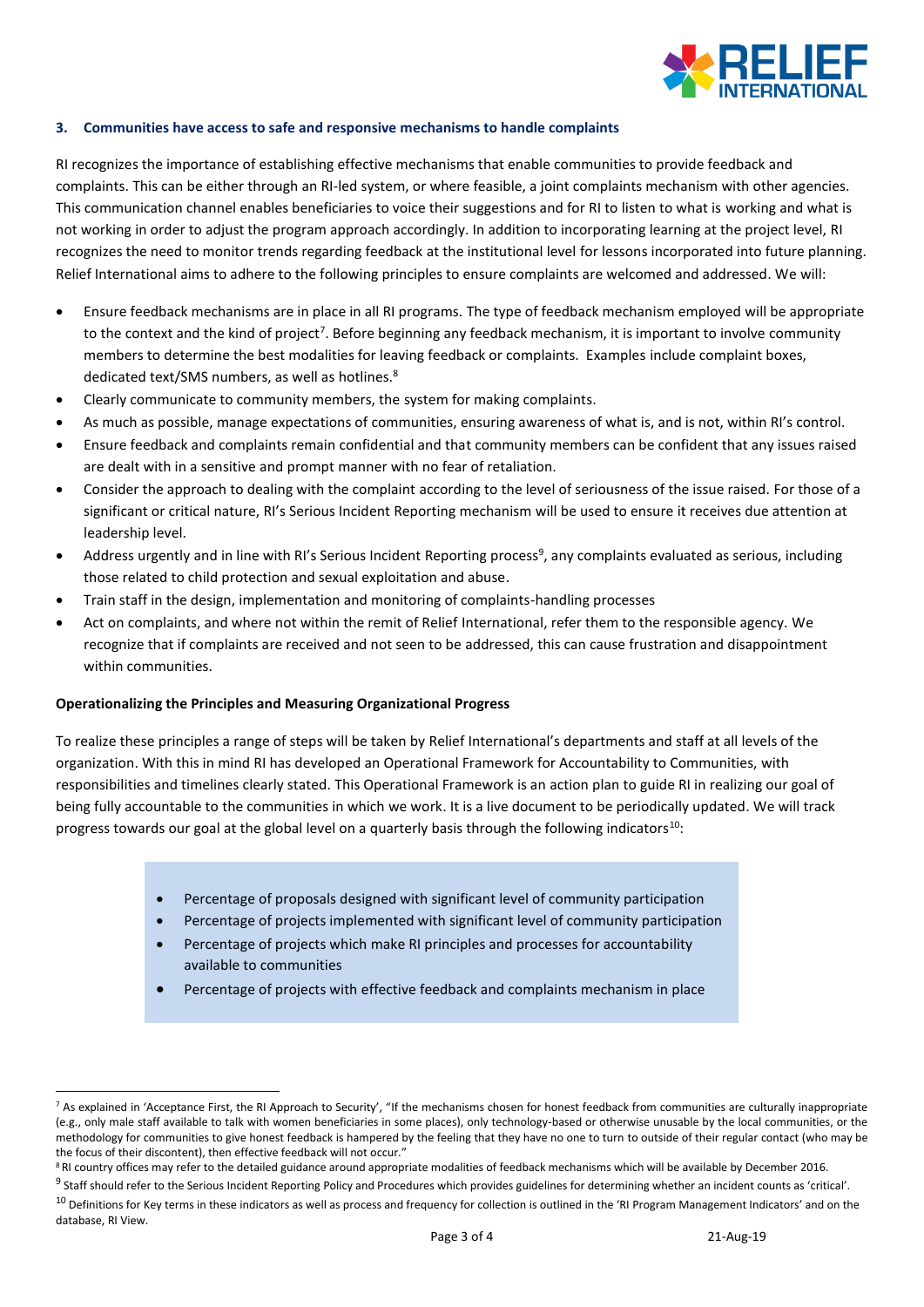### 3. Communities have access to safe and responsive mechanisms to handle complaints

RI recognizes the importance of establishing effective mechanisms that enable communities to provide feedback and complaints. This can be either through an RI-led system, or where feasible, a joint complaints mechanism with other agencies. This communication channel enables beneficiaries to voice their suggestions and for RI to listen to what is working and what is not working in order to adjust the program approach accordingly. In addition to incorporating learning at the project level, RI recognizes the need to monitor trends regarding feedback at the institutional level for lessons incorporated into future planning. Relief International aims to adhere to the following principles to ensure complaints are welcomed and addressed. We will:

- Ensure feedback mechanisms are in place in all RI programs. The type of feedback mechanism employed will be appropriate to the context and the kind of project[7]. Before beginning any feedback mechanism, it is important to involve community members to determine the best modalities for leaving feedback or complaints. Examples include complaint boxes, dedicated text/SMS numbers, as well as hotlines.[8]
- Clearly communicate to community members, the system for making complaints.
- As much as possible, manage expectations of communities, ensuring awareness of what is, and is not, within RI's control.
- Ensure feedback and complaints remain confidential and that community members can be confident that any issues raised are dealt with in a sensitive and prompt manner with no fear of retaliation.
- Consider the approach to dealing with the complaint according to the level of seriousness of the issue raised. For those of a significant or critical nature, RI's Serious Incident Reporting mechanism will be used to ensure it receives due attention at leadership level.
- Address urgently and in line with RI's Serious Incident Reporting process[9], any complaints evaluated as serious, including those related to child protection and sexual exploitation and abuse.
- Train staff in the design, implementation and monitoring of complaints-handling processes
- Act on complaints, and where not within the remit of Relief International, refer them to the responsible agency. We recognize that if complaints are received and not seen to be addressed, this can cause frustration and disappointment within communities.

**Operationalizing the Principles and Measuring Organizational Progress**

To realize these principles a range of steps will be taken by Relief International's departments and staff at all levels of the organization. With this in mind RI has developed an Operational Framework for Accountability to Communities, with responsibilities and timelines clearly stated. This Operational Framework is an action plan to guide RI in realizing our goal of being fully accountable to the communities in which we work. It is a live document to be periodically updated. We will track progress towards our goal at the global level on a quarterly basis through the following indicators[10]:

- Percentage of proposals designed with significant level of community participation
- Percentage of projects implemented with significant level of community participation
- Percentage of projects which make RI principles and processes for accountability available to communities
- Percentage of projects with effective feedback and complaints mechanism in place

---

[7] As explained in 'Acceptance First, the RI Approach to Security', "If the mechanisms chosen for honest feedback from communities are culturally inappropriate (e.g., only male staff available to talk with women beneficiaries in some places), only technology-based or otherwise unusable by the local communities, or the methodology for communities to give honest feedback is hampered by the feeling that they have no one to turn to outside of their regular contact (who may be the focus of their discontent), then effective feedback will not occur."

[8] RI country offices may refer to the detailed guidance around appropriate modalities of feedback mechanisms which will be available by December 2016.

[9] Staff should refer to the Serious Incident Reporting Policy and Procedures which provides guidelines for determining whether an incident counts as 'critical'.

[10] Definitions for Key terms in these indicators as well as process and frequency for collection is outlined in the 'RI Program Management Indicators' and on the database, RI View.